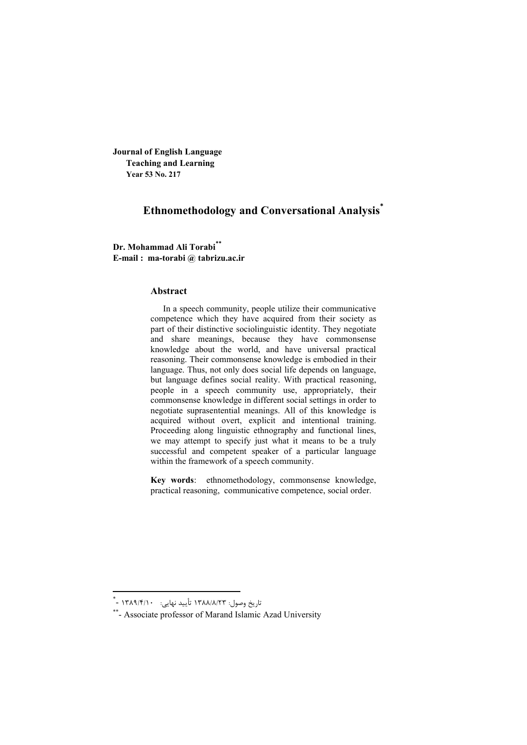**Journal of English Language Teaching and Learning**
**Year 53 No. 217**

# Ethnomethodology and Conversational Analysis*

**Dr. Mohammad Ali Torabi****
**E-mail : ma-torabi @ tabrizu.ac.ir**

### Abstract

In a speech community, people utilize their communicative competence which they have acquired from their society as part of their distinctive sociolinguistic identity. They negotiate and share meanings, because they have commonsense knowledge about the world, and have universal practical reasoning. Their commonsense knowledge is embodied in their language. Thus, not only does social life depends on language, but language defines social reality. With practical reasoning, people in a speech community use, appropriately, their commonsense knowledge in different social settings in order to negotiate suprasentential meanings. All of this knowledge is acquired without overt, explicit and intentional training. Proceeding along linguistic ethnography and functional lines, we may attempt to specify just what it means to be a truly successful and competent speaker of a particular language within the framework of a speech community.

**Key words**: ethnomethodology, commonsense knowledge, practical reasoning, communicative competence, social order.

---

* - تاریخ وصول: ۱۳۸۸/۸/۲۳ تأیید نهایی: ۱۳۸۹/۴/۱۰

** - Associate professor of Marand Islamic Azad University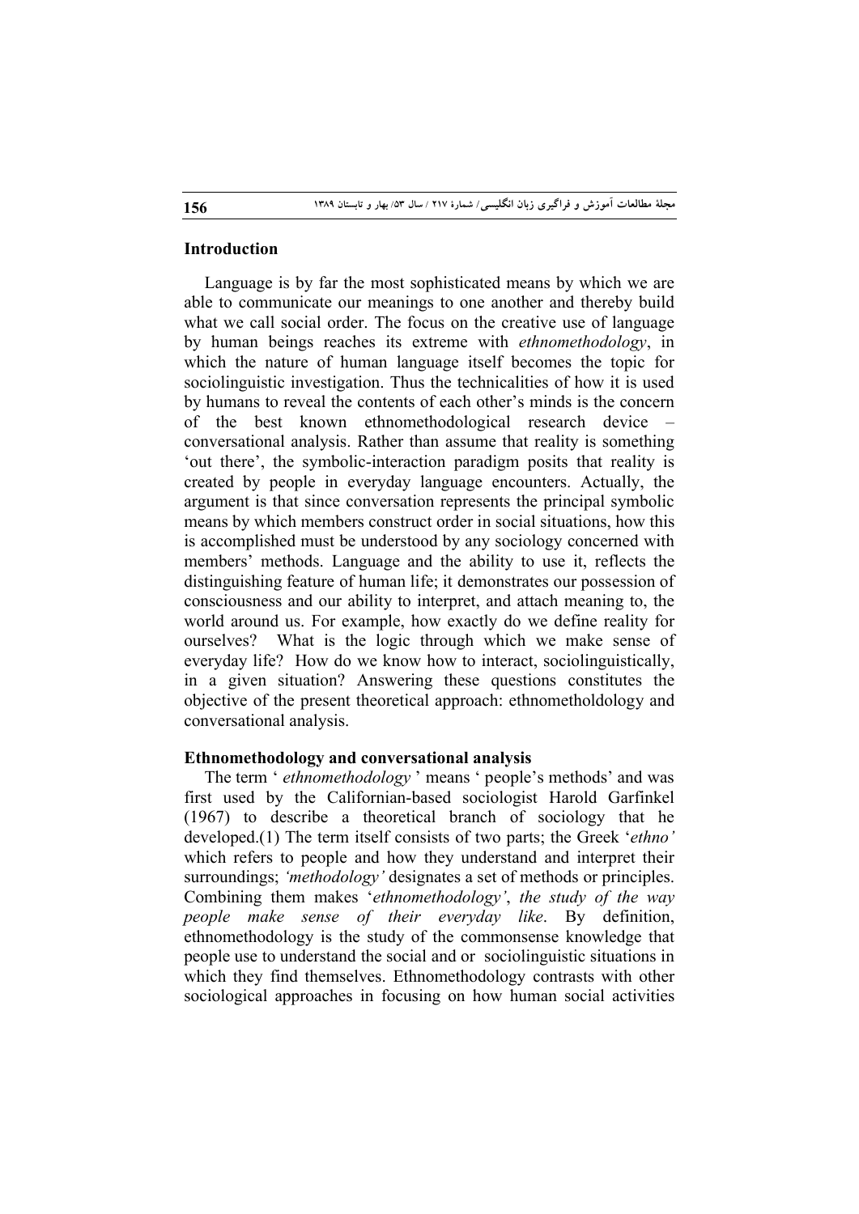## Introduction

Language is by far the most sophisticated means by which we are able to communicate our meanings to one another and thereby build what we call social order. The focus on the creative use of language by human beings reaches its extreme with *ethnomethodology*, in which the nature of human language itself becomes the topic for sociolinguistic investigation. Thus the technicalities of how it is used by humans to reveal the contents of each other's minds is the concern of the best known ethnomethodological research device – conversational analysis. Rather than assume that reality is something 'out there', the symbolic-interaction paradigm posits that reality is created by people in everyday language encounters. Actually, the argument is that since conversation represents the principal symbolic means by which members construct order in social situations, how this is accomplished must be understood by any sociology concerned with members' methods. Language and the ability to use it, reflects the distinguishing feature of human life; it demonstrates our possession of consciousness and our ability to interpret, and attach meaning to, the world around us. For example, how exactly do we define reality for ourselves? What is the logic through which we make sense of everyday life? How do we know how to interact, sociolinguistically, in a given situation? Answering these questions constitutes the objective of the present theoretical approach: ethnometholdology and conversational analysis.

### Ethnomethodology and conversational analysis

The term ' *ethnomethodology* ' means ' people's methods' and was first used by the Californian-based sociologist Harold Garfinkel (1967) to describe a theoretical branch of sociology that he developed.(1) The term itself consists of two parts; the Greek '*ethno'* which refers to people and how they understand and interpret their surroundings; *'methodology'* designates a set of methods or principles. Combining them makes '*ethnomethodology'*, *the study of the way people make sense of their everyday like*. By definition, ethnomethodology is the study of the commonsense knowledge that people use to understand the social and or sociolinguistic situations in which they find themselves. Ethnomethodology contrasts with other sociological approaches in focusing on how human social activities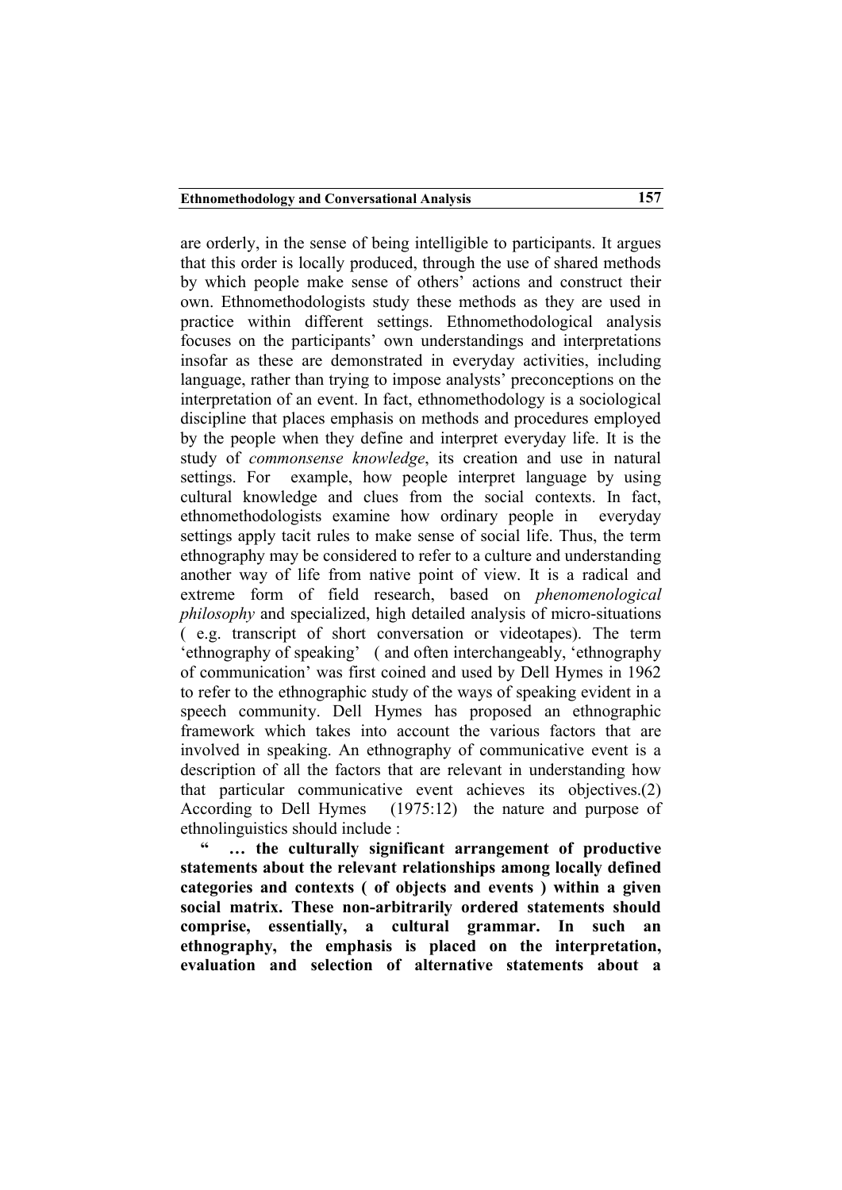are orderly, in the sense of being intelligible to participants. It argues that this order is locally produced, through the use of shared methods by which people make sense of others' actions and construct their own. Ethnomethodologists study these methods as they are used in practice within different settings. Ethnomethodological analysis focuses on the participants' own understandings and interpretations insofar as these are demonstrated in everyday activities, including language, rather than trying to impose analysts' preconceptions on the interpretation of an event. In fact, ethnomethodology is a sociological discipline that places emphasis on methods and procedures employed by the people when they define and interpret everyday life. It is the study of *commonsense knowledge*, its creation and use in natural settings. For example, how people interpret language by using cultural knowledge and clues from the social contexts. In fact, ethnomethodologists examine how ordinary people in everyday settings apply tacit rules to make sense of social life. Thus, the term ethnography may be considered to refer to a culture and understanding another way of life from native point of view. It is a radical and extreme form of field research, based on *phenomenological philosophy* and specialized, high detailed analysis of micro-situations ( e.g. transcript of short conversation or videotapes). The term 'ethnography of speaking' ( and often interchangeably, 'ethnography of communication' was first coined and used by Dell Hymes in 1962 to refer to the ethnographic study of the ways of speaking evident in a speech community. Dell Hymes has proposed an ethnographic framework which takes into account the various factors that are involved in speaking. An ethnography of communicative event is a description of all the factors that are relevant in understanding how that particular communicative event achieves its objectives.(2) According to Dell Hymes (1975:12) the nature and purpose of ethnolinguistics should include :

**" … the culturally significant arrangement of productive statements about the relevant relationships among locally defined categories and contexts ( of objects and events ) within a given social matrix. These non-arbitrarily ordered statements should comprise, essentially, a cultural grammar. In such an ethnography, the emphasis is placed on the interpretation, evaluation and selection of alternative statements about a**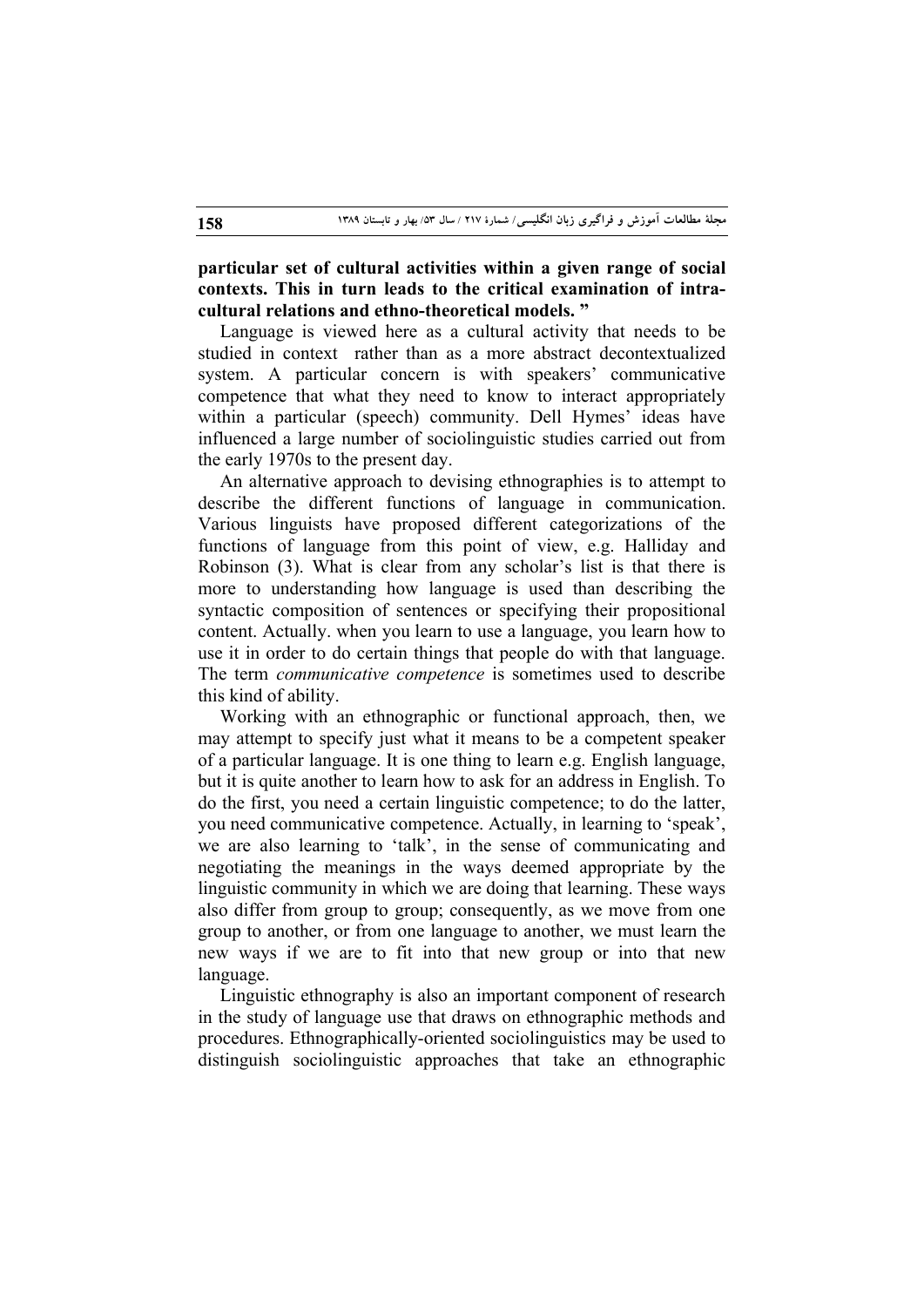**particular set of cultural activities within a given range of social contexts. This in turn leads to the critical examination of intra-cultural relations and ethno-theoretical models. "**

Language is viewed here as a cultural activity that needs to be studied in context rather than as a more abstract decontextualized system. A particular concern is with speakers' communicative competence that what they need to know to interact appropriately within a particular (speech) community. Dell Hymes' ideas have influenced a large number of sociolinguistic studies carried out from the early 1970s to the present day.

An alternative approach to devising ethnographies is to attempt to describe the different functions of language in communication. Various linguists have proposed different categorizations of the functions of language from this point of view, e.g. Halliday and Robinson (3). What is clear from any scholar's list is that there is more to understanding how language is used than describing the syntactic composition of sentences or specifying their propositional content. Actually. when you learn to use a language, you learn how to use it in order to do certain things that people do with that language. The term *communicative competence* is sometimes used to describe this kind of ability.

Working with an ethnographic or functional approach, then, we may attempt to specify just what it means to be a competent speaker of a particular language. It is one thing to learn e.g. English language, but it is quite another to learn how to ask for an address in English. To do the first, you need a certain linguistic competence; to do the latter, you need communicative competence. Actually, in learning to 'speak', we are also learning to 'talk', in the sense of communicating and negotiating the meanings in the ways deemed appropriate by the linguistic community in which we are doing that learning. These ways also differ from group to group; consequently, as we move from one group to another, or from one language to another, we must learn the new ways if we are to fit into that new group or into that new language.

Linguistic ethnography is also an important component of research in the study of language use that draws on ethnographic methods and procedures. Ethnographically-oriented sociolinguistics may be used to distinguish sociolinguistic approaches that take an ethnographic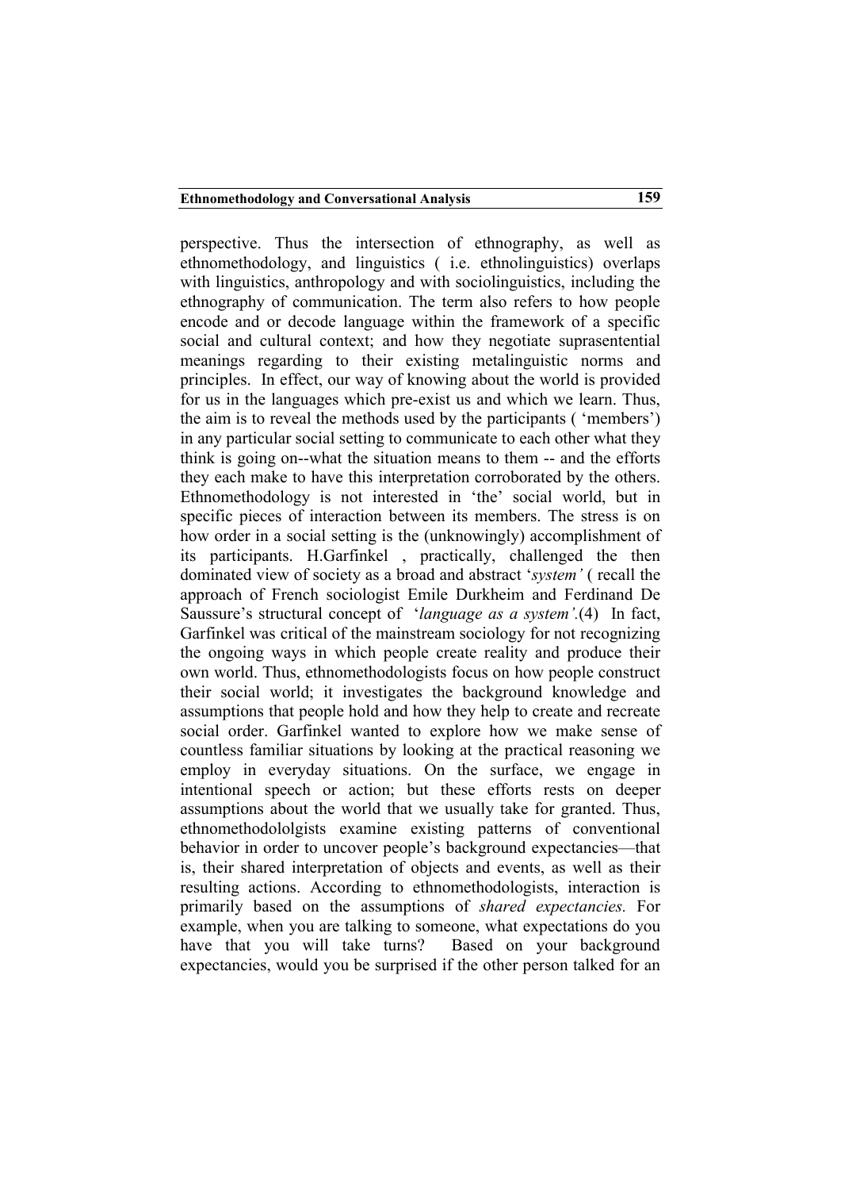perspective. Thus the intersection of ethnography, as well as ethnomethodology, and linguistics ( i.e. ethnolinguistics) overlaps with linguistics, anthropology and with sociolinguistics, including the ethnography of communication. The term also refers to how people encode and or decode language within the framework of a specific social and cultural context; and how they negotiate suprasentential meanings regarding to their existing metalinguistic norms and principles. In effect, our way of knowing about the world is provided for us in the languages which pre-exist us and which we learn. Thus, the aim is to reveal the methods used by the participants ( 'members') in any particular social setting to communicate to each other what they think is going on--what the situation means to them -- and the efforts they each make to have this interpretation corroborated by the others. Ethnomethodology is not interested in 'the' social world, but in specific pieces of interaction between its members. The stress is on how order in a social setting is the (unknowingly) accomplishment of its participants. H.Garfinkel , practically, challenged the then dominated view of society as a broad and abstract '*system'* ( recall the approach of French sociologist Emile Durkheim and Ferdinand De Saussure's structural concept of '*language as a system'*.(4) In fact, Garfinkel was critical of the mainstream sociology for not recognizing the ongoing ways in which people create reality and produce their own world. Thus, ethnomethodologists focus on how people construct their social world; it investigates the background knowledge and assumptions that people hold and how they help to create and recreate social order. Garfinkel wanted to explore how we make sense of countless familiar situations by looking at the practical reasoning we employ in everyday situations. On the surface, we engage in intentional speech or action; but these efforts rests on deeper assumptions about the world that we usually take for granted. Thus, ethnomethodololgists examine existing patterns of conventional behavior in order to uncover people's background expectancies—that is, their shared interpretation of objects and events, as well as their resulting actions. According to ethnomethodologists, interaction is primarily based on the assumptions of *shared expectancies.* For example, when you are talking to someone, what expectations do you have that you will take turns? Based on your background expectancies, would you be surprised if the other person talked for an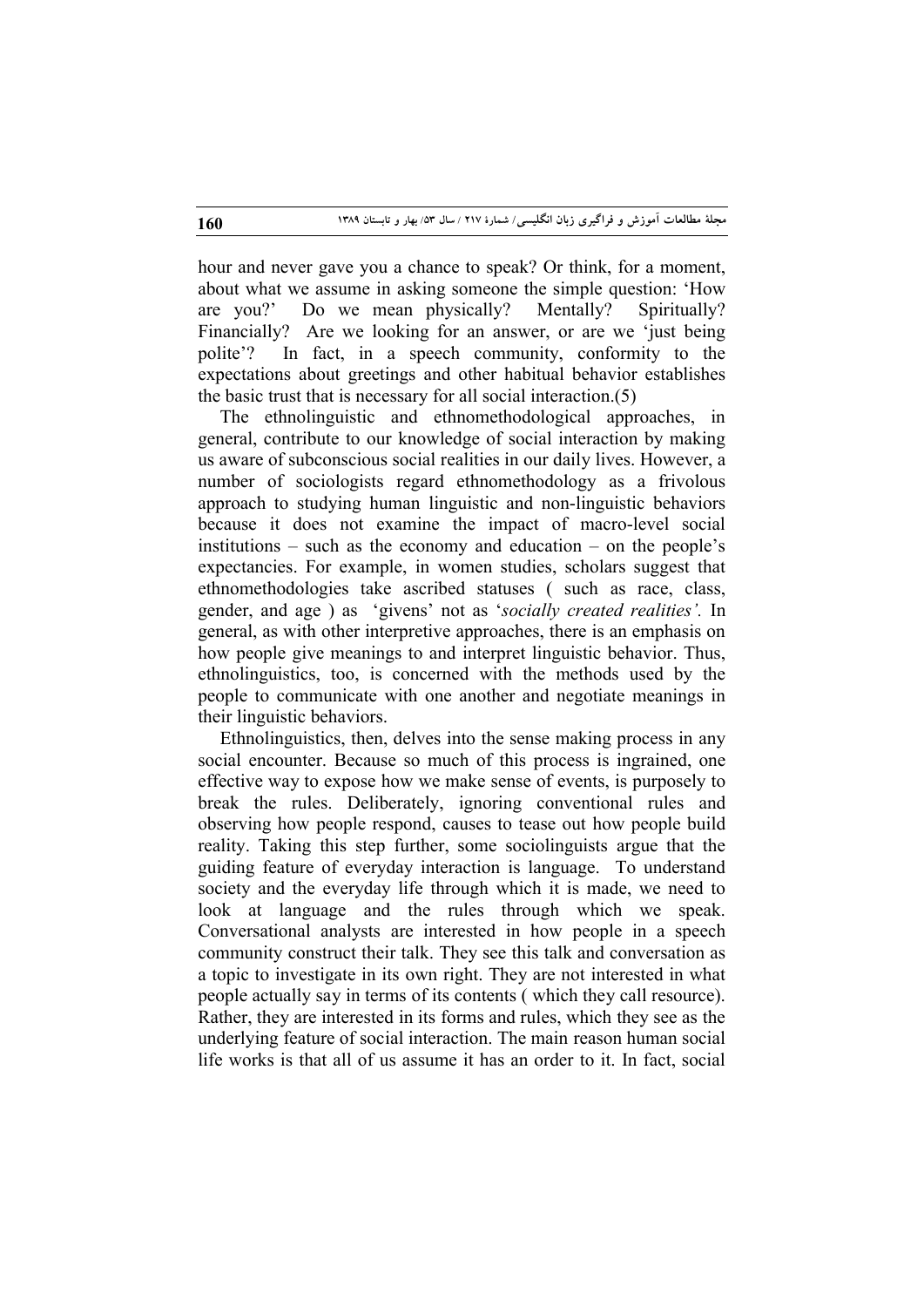hour and never gave you a chance to speak? Or think, for a moment, about what we assume in asking someone the simple question: 'How are you?' Do we mean physically? Mentally? Spiritually? Financially? Are we looking for an answer, or are we 'just being polite'? In fact, in a speech community, conformity to the expectations about greetings and other habitual behavior establishes the basic trust that is necessary for all social interaction.(5)

The ethnolinguistic and ethnomethodological approaches, in general, contribute to our knowledge of social interaction by making us aware of subconscious social realities in our daily lives. However, a number of sociologists regard ethnomethodology as a frivolous approach to studying human linguistic and non-linguistic behaviors because it does not examine the impact of macro-level social institutions – such as the economy and education – on the people's expectancies. For example, in women studies, scholars suggest that ethnomethodologies take ascribed statuses ( such as race, class, gender, and age ) as 'givens' not as '*socially created realities'.* In general, as with other interpretive approaches, there is an emphasis on how people give meanings to and interpret linguistic behavior. Thus, ethnolinguistics, too, is concerned with the methods used by the people to communicate with one another and negotiate meanings in their linguistic behaviors.

Ethnolinguistics, then, delves into the sense making process in any social encounter. Because so much of this process is ingrained, one effective way to expose how we make sense of events, is purposely to break the rules. Deliberately, ignoring conventional rules and observing how people respond, causes to tease out how people build reality. Taking this step further, some sociolinguists argue that the guiding feature of everyday interaction is language. To understand society and the everyday life through which it is made, we need to look at language and the rules through which we speak. Conversational analysts are interested in how people in a speech community construct their talk. They see this talk and conversation as a topic to investigate in its own right. They are not interested in what people actually say in terms of its contents ( which they call resource). Rather, they are interested in its forms and rules, which they see as the underlying feature of social interaction. The main reason human social life works is that all of us assume it has an order to it. In fact, social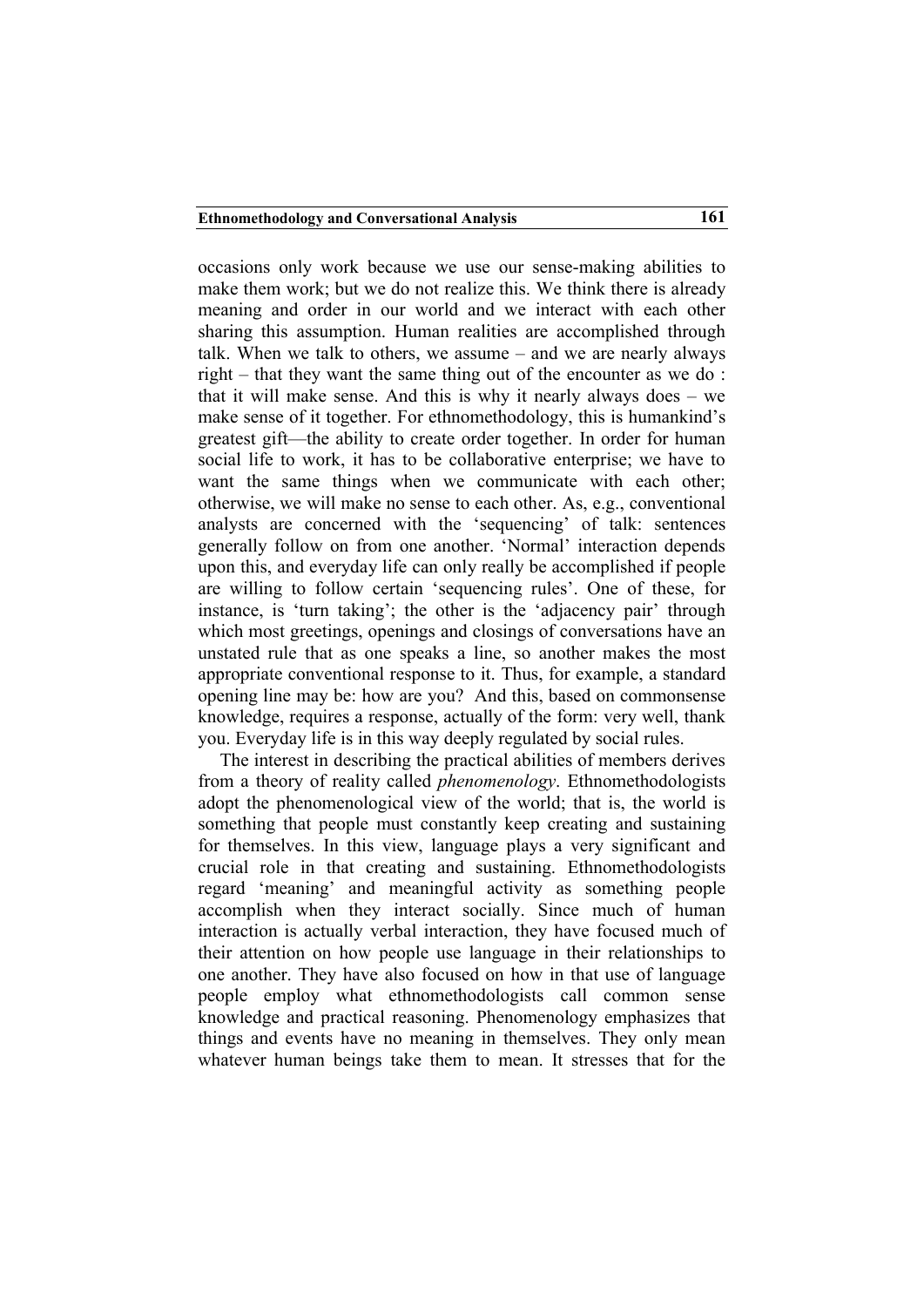occasions only work because we use our sense-making abilities to make them work; but we do not realize this. We think there is already meaning and order in our world and we interact with each other sharing this assumption. Human realities are accomplished through talk. When we talk to others, we assume – and we are nearly always right – that they want the same thing out of the encounter as we do : that it will make sense. And this is why it nearly always does – we make sense of it together. For ethnomethodology, this is humankind's greatest gift—the ability to create order together. In order for human social life to work, it has to be collaborative enterprise; we have to want the same things when we communicate with each other; otherwise, we will make no sense to each other. As, e.g., conventional analysts are concerned with the 'sequencing' of talk: sentences generally follow on from one another. 'Normal' interaction depends upon this, and everyday life can only really be accomplished if people are willing to follow certain 'sequencing rules'. One of these, for instance, is 'turn taking'; the other is the 'adjacency pair' through which most greetings, openings and closings of conversations have an unstated rule that as one speaks a line, so another makes the most appropriate conventional response to it. Thus, for example, a standard opening line may be: how are you? And this, based on commonsense knowledge, requires a response, actually of the form: very well, thank you. Everyday life is in this way deeply regulated by social rules.

The interest in describing the practical abilities of members derives from a theory of reality called *phenomenology*. Ethnomethodologists adopt the phenomenological view of the world; that is, the world is something that people must constantly keep creating and sustaining for themselves. In this view, language plays a very significant and crucial role in that creating and sustaining. Ethnomethodologists regard 'meaning' and meaningful activity as something people accomplish when they interact socially. Since much of human interaction is actually verbal interaction, they have focused much of their attention on how people use language in their relationships to one another. They have also focused on how in that use of language people employ what ethnomethodologists call common sense knowledge and practical reasoning. Phenomenology emphasizes that things and events have no meaning in themselves. They only mean whatever human beings take them to mean. It stresses that for the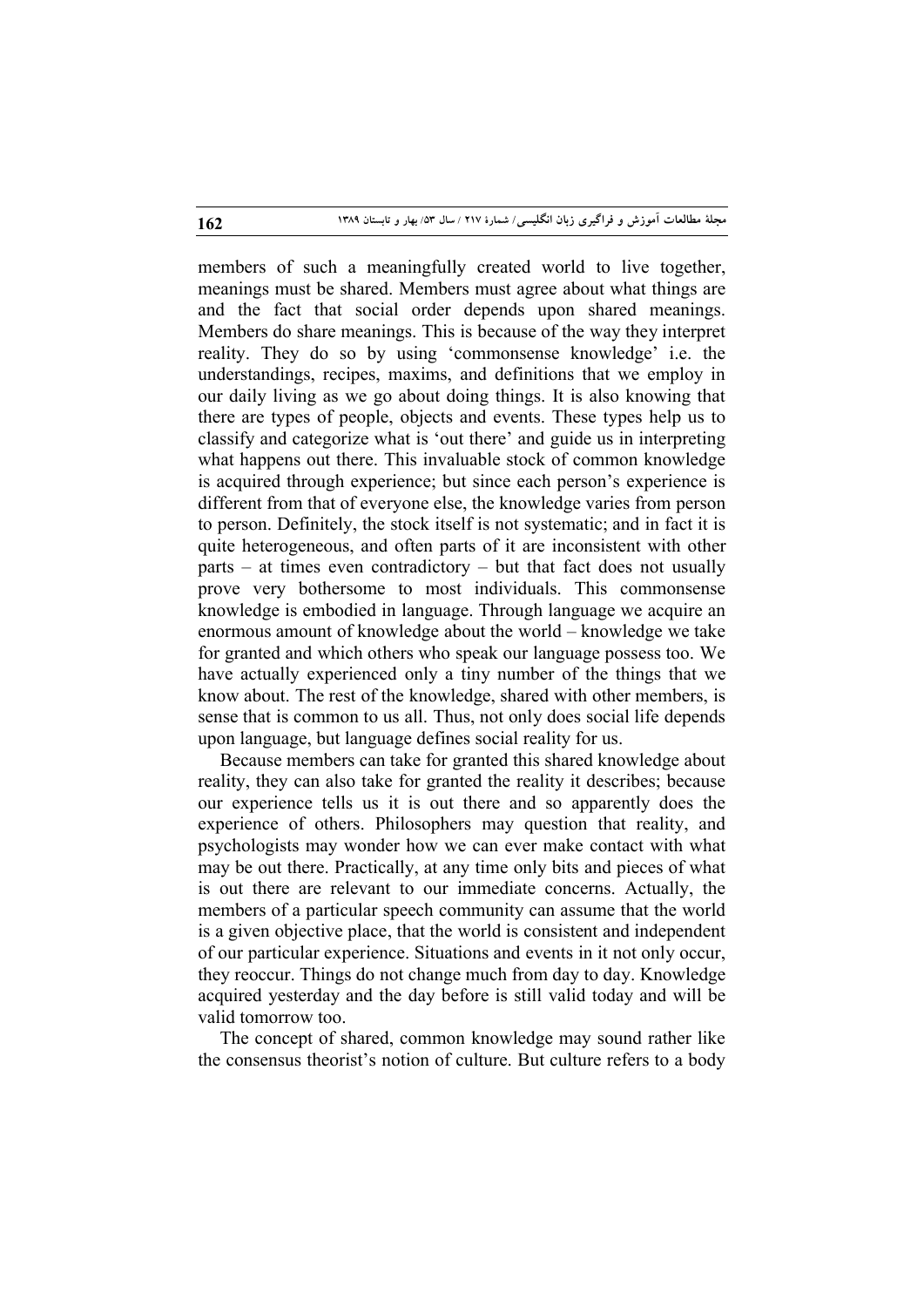members of such a meaningfully created world to live together, meanings must be shared. Members must agree about what things are and the fact that social order depends upon shared meanings. Members do share meanings. This is because of the way they interpret reality. They do so by using 'commonsense knowledge' i.e. the understandings, recipes, maxims, and definitions that we employ in our daily living as we go about doing things. It is also knowing that there are types of people, objects and events. These types help us to classify and categorize what is 'out there' and guide us in interpreting what happens out there. This invaluable stock of common knowledge is acquired through experience; but since each person's experience is different from that of everyone else, the knowledge varies from person to person. Definitely, the stock itself is not systematic; and in fact it is quite heterogeneous, and often parts of it are inconsistent with other parts – at times even contradictory – but that fact does not usually prove very bothersome to most individuals. This commonsense knowledge is embodied in language. Through language we acquire an enormous amount of knowledge about the world – knowledge we take for granted and which others who speak our language possess too. We have actually experienced only a tiny number of the things that we know about. The rest of the knowledge, shared with other members, is sense that is common to us all. Thus, not only does social life depends upon language, but language defines social reality for us.

Because members can take for granted this shared knowledge about reality, they can also take for granted the reality it describes; because our experience tells us it is out there and so apparently does the experience of others. Philosophers may question that reality, and psychologists may wonder how we can ever make contact with what may be out there. Practically, at any time only bits and pieces of what is out there are relevant to our immediate concerns. Actually, the members of a particular speech community can assume that the world is a given objective place, that the world is consistent and independent of our particular experience. Situations and events in it not only occur, they reoccur. Things do not change much from day to day. Knowledge acquired yesterday and the day before is still valid today and will be valid tomorrow too.

The concept of shared, common knowledge may sound rather like the consensus theorist's notion of culture. But culture refers to a body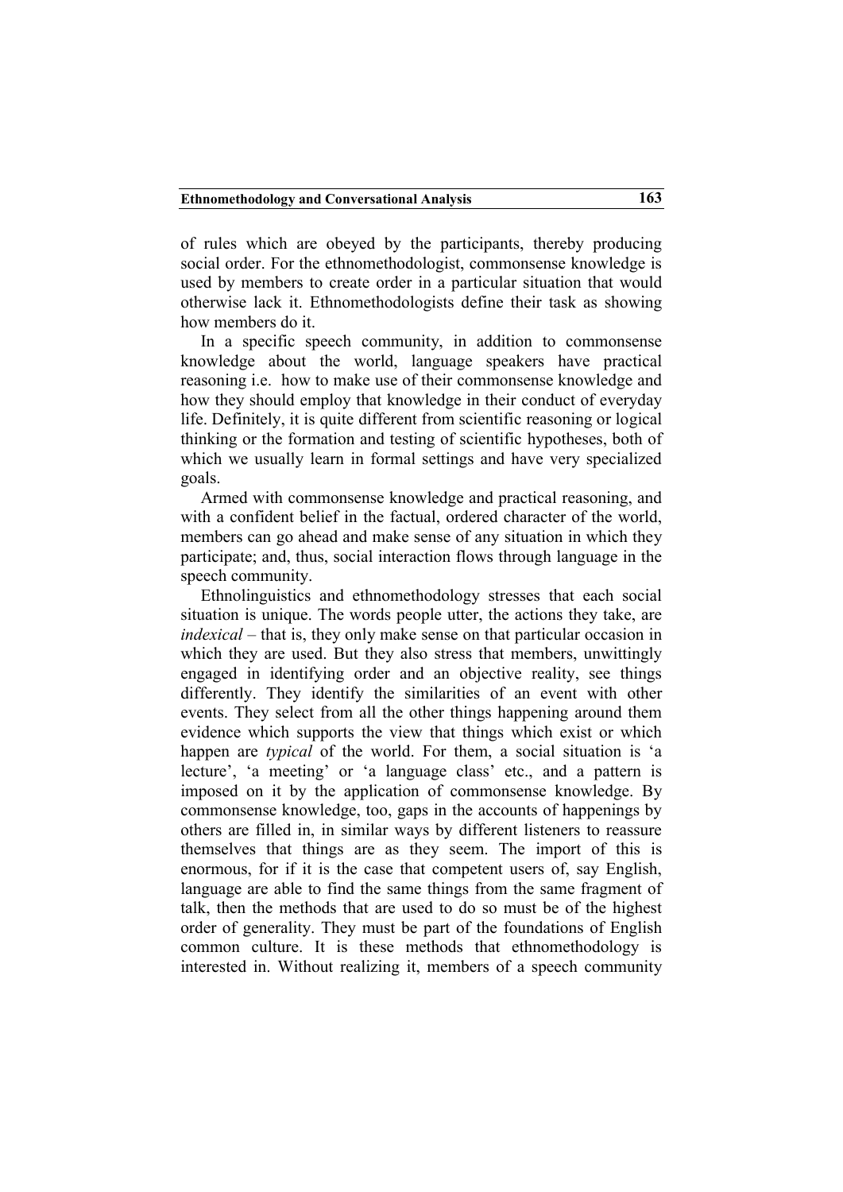of rules which are obeyed by the participants, thereby producing social order. For the ethnomethodologist, commonsense knowledge is used by members to create order in a particular situation that would otherwise lack it. Ethnomethodologists define their task as showing how members do it.

In a specific speech community, in addition to commonsense knowledge about the world, language speakers have practical reasoning i.e. how to make use of their commonsense knowledge and how they should employ that knowledge in their conduct of everyday life. Definitely, it is quite different from scientific reasoning or logical thinking or the formation and testing of scientific hypotheses, both of which we usually learn in formal settings and have very specialized goals.

Armed with commonsense knowledge and practical reasoning, and with a confident belief in the factual, ordered character of the world, members can go ahead and make sense of any situation in which they participate; and, thus, social interaction flows through language in the speech community.

Ethnolinguistics and ethnomethodology stresses that each social situation is unique. The words people utter, the actions they take, are *indexical* – that is, they only make sense on that particular occasion in which they are used. But they also stress that members, unwittingly engaged in identifying order and an objective reality, see things differently. They identify the similarities of an event with other events. They select from all the other things happening around them evidence which supports the view that things which exist or which happen are *typical* of the world. For them, a social situation is 'a lecture', 'a meeting' or 'a language class' etc., and a pattern is imposed on it by the application of commonsense knowledge. By commonsense knowledge, too, gaps in the accounts of happenings by others are filled in, in similar ways by different listeners to reassure themselves that things are as they seem. The import of this is enormous, for if it is the case that competent users of, say English, language are able to find the same things from the same fragment of talk, then the methods that are used to do so must be of the highest order of generality. They must be part of the foundations of English common culture. It is these methods that ethnomethodology is interested in. Without realizing it, members of a speech community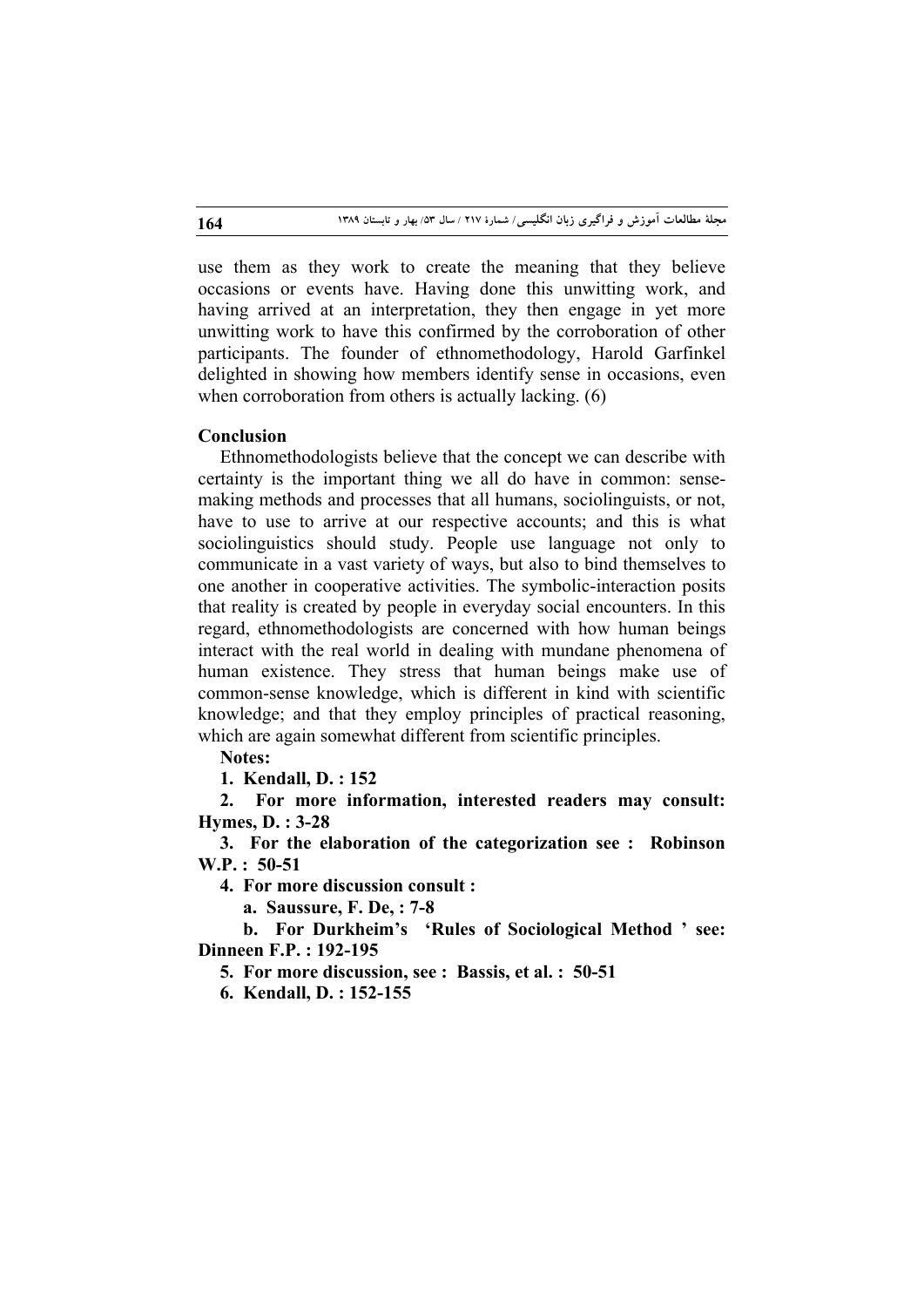use them as they work to create the meaning that they believe occasions or events have. Having done this unwitting work, and having arrived at an interpretation, they then engage in yet more unwitting work to have this confirmed by the corroboration of other participants. The founder of ethnomethodology, Harold Garfinkel delighted in showing how members identify sense in occasions, even when corroboration from others is actually lacking. (6)

## Conclusion

Ethnomethodologists believe that the concept we can describe with certainty is the important thing we all do have in common: sense-making methods and processes that all humans, sociolinguists, or not, have to use to arrive at our respective accounts; and this is what sociolinguistics should study. People use language not only to communicate in a vast variety of ways, but also to bind themselves to one another in cooperative activities. The symbolic-interaction posits that reality is created by people in everyday social encounters. In this regard, ethnomethodologists are concerned with how human beings interact with the real world in dealing with mundane phenomena of human existence. They stress that human beings make use of common-sense knowledge, which is different in kind with scientific knowledge; and that they employ principles of practical reasoning, which are again somewhat different from scientific principles.

**Notes:**

**1. Kendall, D. : 152**

**2. For more information, interested readers may consult: Hymes, D. : 3-28**

**3. For the elaboration of the categorization see : Robinson W.P. : 50-51**

**4. For more discussion consult :**

**a. Saussure, F. De, : 7-8**

**b. For Durkheim's 'Rules of Sociological Method ' see: Dinneen F.P. : 192-195**

**5. For more discussion, see : Bassis, et al. : 50-51**

**6. Kendall, D. : 152-155**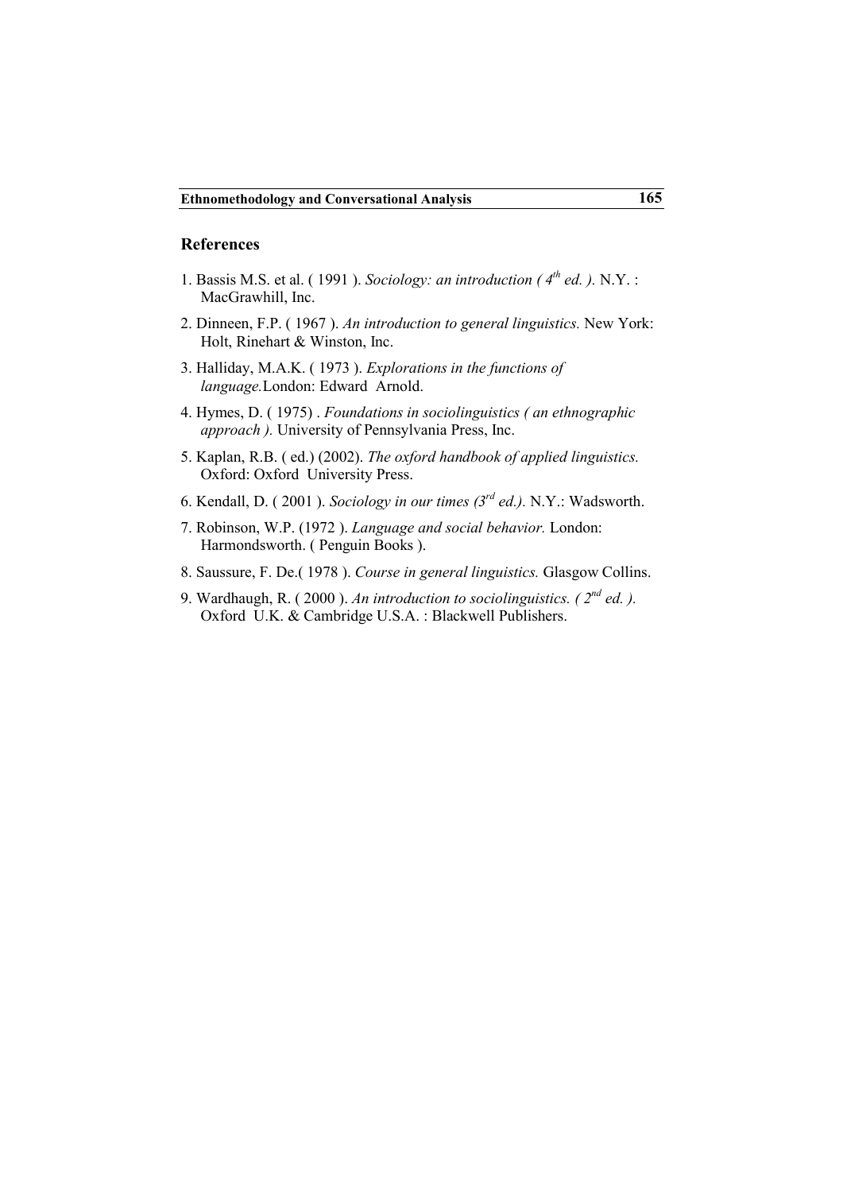## References

1. Bassis M.S. et al. ( 1991 ). *Sociology: an introduction ( $4^{th}$ ed. ).* N.Y. : MacGrawhill, Inc.
2. Dinneen, F.P. ( 1967 ). *An introduction to general linguistics.* New York: Holt, Rinehart & Winston, Inc.
3. Halliday, M.A.K. ( 1973 ). *Explorations in the functions of language.* London: Edward Arnold.
4. Hymes, D. ( 1975) . *Foundations in sociolinguistics ( an ethnographic approach ).* University of Pennsylvania Press, Inc.
5. Kaplan, R.B. ( ed.) (2002). *The oxford handbook of applied linguistics.* Oxford: Oxford University Press.
6. Kendall, D. ( 2001 ). *Sociology in our times ($3^{rd}$ ed.).* N.Y.: Wadsworth.
7. Robinson, W.P. (1972 ). *Language and social behavior.* London: Harmondsworth. ( Penguin Books ).
8. Saussure, F. De.( 1978 ). *Course in general linguistics.* Glasgow Collins.
9. Wardhaugh, R. ( 2000 ). *An introduction to sociolinguistics. ( $2^{nd}$ ed. ).* Oxford U.K. & Cambridge U.S.A. : Blackwell Publishers.